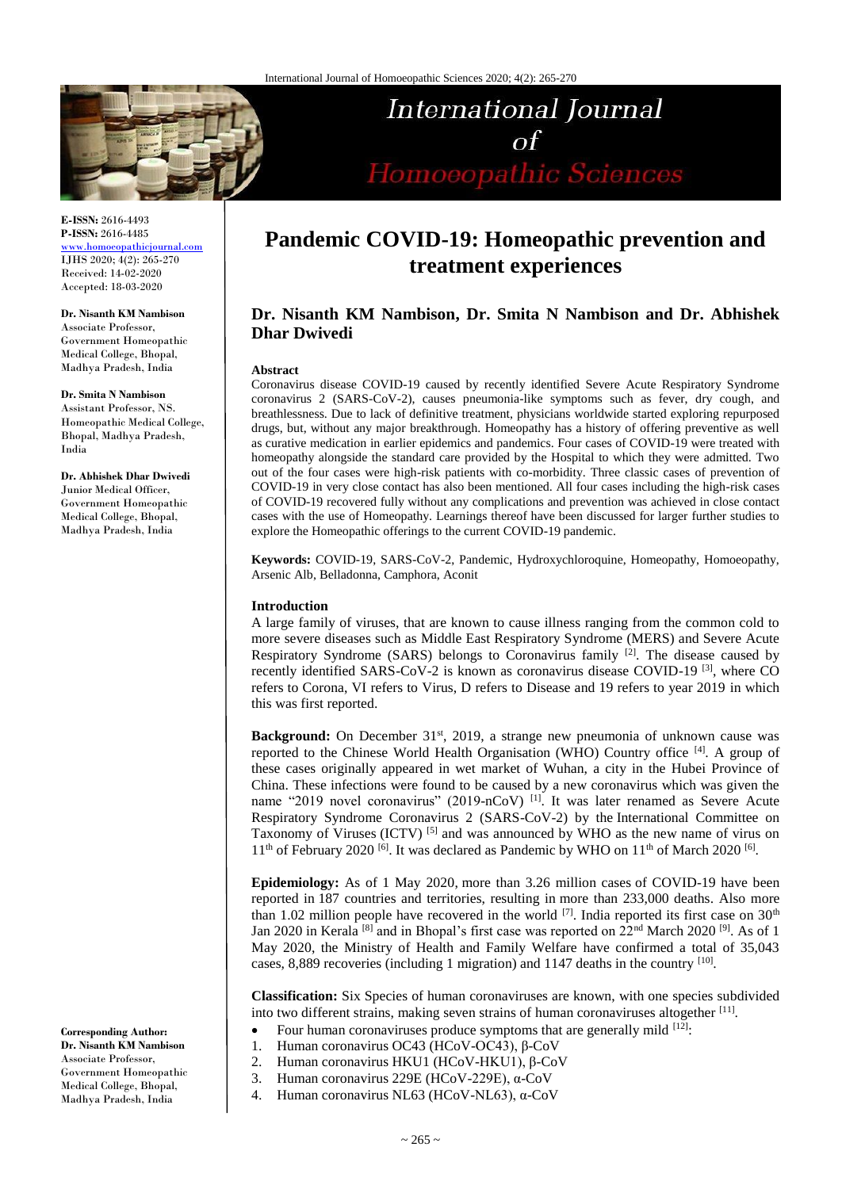# Pandemic COVID-19: Homeopathic prevention and treatment experiences

**Dr. Nisanth KM Nambison, Dr. Smita N Nambison and Dr. Abhishek Dhar Dwivedi**

E-ISSN: 2616-4493
P-ISSN: 2616-4485
www.homoeopathicjournal.com
IJHS 2020; 4(2): 265-270
Received: 14-02-2020
Accepted: 18-03-2020

**Dr. Nisanth KM Nambison**
Associate Professor, Government Homeopathic Medical College, Bhopal, Madhya Pradesh, India

**Dr. Smita N Nambison**
Assistant Professor, NS. Homeopathic Medical College, Bhopal, Madhya Pradesh, India

**Dr. Abhishek Dhar Dwivedi**
Junior Medical Officer, Government Homeopathic Medical College, Bhopal, Madhya Pradesh, India

**Corresponding Author:**
**Dr. Nisanth KM Nambison**
Associate Professor, Government Homeopathic Medical College, Bhopal, Madhya Pradesh, India

## Abstract

Coronavirus disease COVID-19 caused by recently identified Severe Acute Respiratory Syndrome coronavirus 2 (SARS-CoV-2), causes pneumonia-like symptoms such as fever, dry cough, and breathlessness. Due to lack of definitive treatment, physicians worldwide started exploring repurposed drugs, but, without any major breakthrough. Homeopathy has a history of offering preventive as well as curative medication in earlier epidemics and pandemics. Four cases of COVID-19 were treated with homeopathy alongside the standard care provided by the Hospital to which they were admitted. Two out of the four cases were high-risk patients with co-morbidity. Three classic cases of prevention of COVID-19 in very close contact has also been mentioned. All four cases including the high-risk cases of COVID-19 recovered fully without any complications and prevention was achieved in close contact cases with the use of Homeopathy. Learnings thereof have been discussed for larger further studies to explore the Homeopathic offerings to the current COVID-19 pandemic.

**Keywords:** COVID-19, SARS-CoV-2, Pandemic, Hydroxychloroquine, Homeopathy, Homoeopathy, Arsenic Alb, Belladonna, Camphora, Aconit

## Introduction

A large family of viruses, that are known to cause illness ranging from the common cold to more severe diseases such as Middle East Respiratory Syndrome (MERS) and Severe Acute Respiratory Syndrome (SARS) belongs to Coronavirus family [2]. The disease caused by recently identified SARS-CoV-2 is known as coronavirus disease COVID-19 [3], where CO refers to Corona, VI refers to Virus, D refers to Disease and 19 refers to year 2019 in which this was first reported.

**Background:** On December 31st, 2019, a strange new pneumonia of unknown cause was reported to the Chinese World Health Organisation (WHO) Country office [4]. A group of these cases originally appeared in wet market of Wuhan, a city in the Hubei Province of China. These infections were found to be caused by a new coronavirus which was given the name "2019 novel coronavirus" (2019-nCoV) [1]. It was later renamed as Severe Acute Respiratory Syndrome Coronavirus 2 (SARS-CoV-2) by the International Committee on Taxonomy of Viruses (ICTV) [5] and was announced by WHO as the new name of virus on 11th of February 2020 [6]. It was declared as Pandemic by WHO on 11th of March 2020 [6].

**Epidemiology:** As of 1 May 2020, more than 3.26 million cases of COVID-19 have been reported in 187 countries and territories, resulting in more than 233,000 deaths. Also more than 1.02 million people have recovered in the world [7]. India reported its first case on 30th Jan 2020 in Kerala [8] and in Bhopal's first case was reported on 22nd March 2020 [9]. As of 1 May 2020, the Ministry of Health and Family Welfare have confirmed a total of 35,043 cases, 8,889 recoveries (including 1 migration) and 1147 deaths in the country [10].

**Classification:** Six Species of human coronaviruses are known, with one species subdivided into two different strains, making seven strains of human coronaviruses altogether [11].

- Four human coronaviruses produce symptoms that are generally mild [12]:

1. Human coronavirus OC43 (HCoV-OC43), β-CoV
2. Human coronavirus HKU1 (HCoV-HKU1), β-CoV
3. Human coronavirus 229E (HCoV-229E), α-CoV
4. Human coronavirus NL63 (HCoV-NL63), α-CoV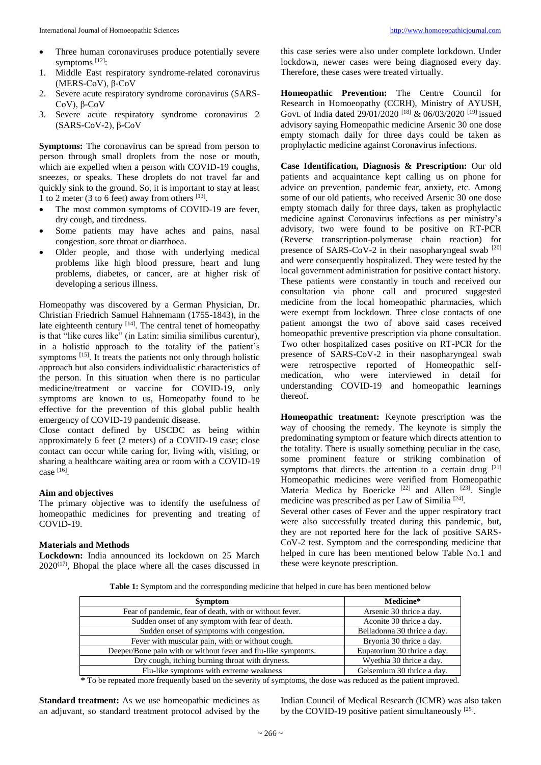- Three human coronaviruses produce potentially severe symptoms [12]:

1. Middle East respiratory syndrome-related coronavirus (MERS-CoV), β-CoV
2. Severe acute respiratory syndrome coronavirus (SARS-CoV), β-CoV
3. Severe acute respiratory syndrome coronavirus 2 (SARS-CoV-2), β-CoV

**Symptoms:** The coronavirus can be spread from person to person through small droplets from the nose or mouth, which are expelled when a person with COVID-19 coughs, sneezes, or speaks. These droplets do not travel far and quickly sink to the ground. So, it is important to stay at least 1 to 2 meter (3 to 6 feet) away from others [13].

- The most common symptoms of COVID-19 are fever, dry cough, and tiredness.
- Some patients may have aches and pains, nasal congestion, sore throat or diarrhoea.
- Older people, and those with underlying medical problems like high blood pressure, heart and lung problems, diabetes, or cancer, are at higher risk of developing a serious illness.

Homeopathy was discovered by a German Physician, Dr. Christian Friedrich Samuel Hahnemann (1755-1843), in the late eighteenth century [14]. The central tenet of homeopathy is that "like cures like" (in Latin: similia similibus curentur), in a holistic approach to the totality of the patient's symptoms [15]. It treats the patients not only through holistic approach but also considers individualistic characteristics of the person. In this situation when there is no particular medicine/treatment or vaccine for COVID-19, only symptoms are known to us, Homeopathy found to be effective for the prevention of this global public health emergency of COVID-19 pandemic disease.

Close contact defined by USCDC as being within approximately 6 feet (2 meters) of a COVID-19 case; close contact can occur while caring for, living with, visiting, or sharing a healthcare waiting area or room with a COVID-19 case [16].

### Aim and objectives

The primary objective was to identify the usefulness of homeopathic medicines for preventing and treating of COVID-19.

### Materials and Methods

**Lockdown:** India announced its lockdown on 25 March 2020(17), Bhopal the place where all the cases discussed in this case series were also under complete lockdown. Under lockdown, newer cases were being diagnosed every day. Therefore, these cases were treated virtually.

**Homeopathic Prevention:** The Centre Council for Research in Homoeopathy (CCRH), Ministry of AYUSH, Govt. of India dated 29/01/2020 [18] & 06/03/2020 [19] issued advisory saying Homeopathic medicine Arsenic 30 one dose empty stomach daily for three days could be taken as prophylactic medicine against Coronavirus infections.

**Case Identification, Diagnosis & Prescription:** Our old patients and acquaintance kept calling us on phone for advice on prevention, pandemic fear, anxiety, etc. Among some of our old patients, who received Arsenic 30 one dose empty stomach daily for three days, taken as prophylactic medicine against Coronavirus infections as per ministry's advisory, two were found to be positive on RT-PCR (Reverse transcription-polymerase chain reaction) for presence of SARS-CoV-2 in their nasopharyngeal swab [20] and were consequently hospitalized. They were tested by the local government administration for positive contact history. These patients were constantly in touch and received our consultation via phone call and procured suggested medicine from the local homeopathic pharmacies, which were exempt from lockdown. Three close contacts of one patient amongst the two of above said cases received homeopathic preventive prescription via phone consultation. Two other hospitalized cases positive on RT-PCR for the presence of SARS-CoV-2 in their nasopharyngeal swab were retrospective reported of Homeopathic self-medication, who were interviewed in detail for understanding COVID-19 and homeopathic learnings thereof.

**Homeopathic treatment:** Keynote prescription was the way of choosing the remedy. The keynote is simply the predominating symptom or feature which directs attention to the totality. There is usually something peculiar in the case, some prominent feature or striking combination of symptoms that directs the attention to a certain drug [21] Homeopathic medicines were verified from Homeopathic Materia Medica by Boericke [22] and Allen [23]. Single medicine was prescribed as per Law of Similia [24].

Several other cases of Fever and the upper respiratory tract were also successfully treated during this pandemic, but, they are not reported here for the lack of positive SARS-CoV-2 test. Symptom and the corresponding medicine that helped in cure has been mentioned below Table No.1 and these were keynote prescription.

**Table 1:** Symptom and the corresponding medicine that helped in cure has been mentioned below

| Symptom | Medicine* |
|---|---|
| Fear of pandemic, fear of death, with or without fever. | Arsenic 30 thrice a day. |
| Sudden onset of any symptom with fear of death. | Aconite 30 thrice a day. |
| Sudden onset of symptoms with congestion. | Belladonna 30 thrice a day. |
| Fever with muscular pain, with or without cough. | Bryonia 30 thrice a day. |
| Deeper/Bone pain with or without fever and flu-like symptoms. | Eupatorium 30 thrice a day. |
| Dry cough, itching burning throat with dryness. | Wyethia 30 thrice a day. |
| Flu-like symptoms with extreme weakness | Gelsemium 30 thrice a day. |

**\*** To be repeated more frequently based on the severity of symptoms, the dose was reduced as the patient improved.

**Standard treatment:** As we use homeopathic medicines as an adjuvant, so standard treatment protocol advised by the Indian Council of Medical Research (ICMR) was also taken by the COVID-19 positive patient simultaneously [25].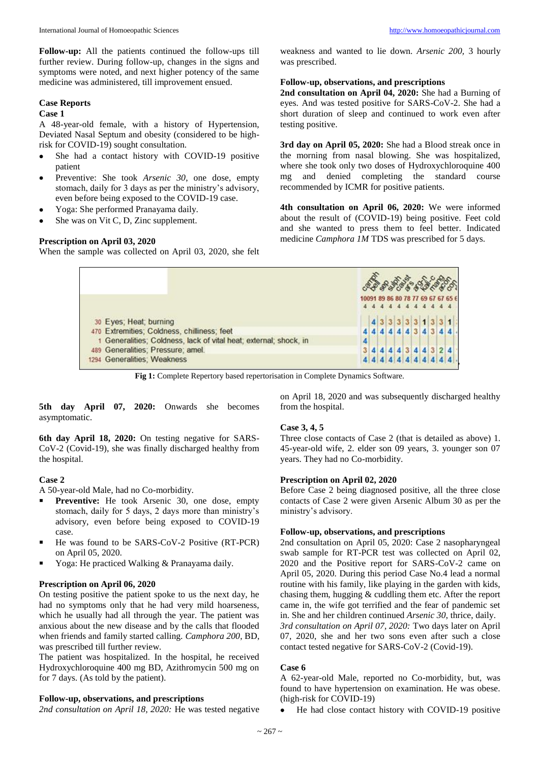**Follow-up:** All the patients continued the follow-ups till further review. During follow-up, changes in the signs and symptoms were noted, and next higher potency of the same medicine was administered, till improvement ensued.

## Case Reports

### Case 1

A 48-year-old female, with a history of Hypertension, Deviated Nasal Septum and obesity (considered to be high-risk for COVID-19) sought consultation.

- She had a contact history with COVID-19 positive patient
- Preventive: She took *Arsenic 30*, one dose, empty stomach, daily for 3 days as per the ministry's advisory, even before being exposed to the COVID-19 case.
- Yoga: She performed Pranayama daily.
- She was on Vit C, D, Zinc supplement.

**Prescription on April 03, 2020**

When the sample was collected on April 03, 2020, she felt weakness and wanted to lie down. *Arsenic 200*, 3 hourly was prescribed.

**Follow-up, observations, and prescriptions**

**2nd consultation on April 04, 2020:** She had a Burning of eyes. And was tested positive for SARS-CoV-2. She had a short duration of sleep and continued to work even after testing positive.

**3rd day on April 05, 2020:** She had a Blood streak once in the morning from nasal blowing. She was hospitalized, where she took only two doses of Hydroxychloroquine 400 mg and denied completing the standard course recommended by ICMR for positive patients.

**4th consultation on April 06, 2020:** We were informed about the result of (COVID-19) being positive. Feet cold and she wanted to press them to feel better. Indicated medicine *Camphora 1M* TDS was prescribed for 5 days.

| | camph | bell | sep | sulph | caust | ars | arg-n | kali-c | mang | acon | con |
|---|---|---|---|---|---|---|---|---|---|---|---|
| | 100 | 91 | 89 | 86 | 80 | 78 | 77 | 69 | 67 | 67 | 65 |
| | 4 | 4 | 4 | 4 | 4 | 4 | 4 | 4 | 4 | 4 | 4 |
| 30 Eyes; Heat; burning | | 4 | 3 | 3 | 3 | 3 | 3 | 1 | 3 | 3 | 1 |
| 470 Extremities; Coldness, chilliness; feet | 4 | 4 | 4 | 4 | 4 | 4 | 3 | 4 | 3 | 4 | 4 |
| 1 Generalities; Coldness, lack of vital heat; external; shock, in | 4 | | | | | | | | | | |
| 489 Generalities; Pressure; amel. | 3 | 4 | 4 | 4 | 4 | 3 | 4 | 4 | 3 | 2 | 4 |
| 1294 Generalities; Weakness | 4 | 4 | 4 | 4 | 4 | 4 | 4 | 4 | 4 | 4 | 4 |

**Fig 1:** Complete Repertory based repertorisation in Complete Dynamics Software.

**5th day April 07, 2020:** Onwards she becomes asymptomatic.

**6th day April 18, 2020:** On testing negative for SARS-CoV-2 (Covid-19), she was finally discharged healthy from the hospital.

### Case 2

A 50-year-old Male, had no Co-morbidity.

- **Preventive:** He took Arsenic 30, one dose, empty stomach, daily for 5 days, 2 days more than ministry's advisory, even before being exposed to COVID-19 case.
- He was found to be SARS-CoV-2 Positive (RT-PCR) on April 05, 2020.
- Yoga: He practiced Walking & Pranayama daily.

**Prescription on April 06, 2020**

On testing positive the patient spoke to us the next day, he had no symptoms only that he had very mild hoarseness, which he usually had all through the year. The patient was anxious about the new disease and by the calls that flooded when friends and family started calling. *Camphora 200*, BD, was prescribed till further review.

The patient was hospitalized. In the hospital, he received Hydroxychloroquine 400 mg BD, Azithromycin 500 mg on for 7 days. (As told by the patient).

**Follow-up, observations, and prescriptions**

*2nd consultation on April 18, 2020:* He was tested negative on April 18, 2020 and was subsequently discharged healthy from the hospital.

### Case 3, 4, 5

Three close contacts of Case 2 (that is detailed as above) 1. 45-year-old wife, 2. elder son 09 years, 3. younger son 07 years. They had no Co-morbidity.

**Prescription on April 02, 2020**

Before Case 2 being diagnosed positive, all the three close contacts of Case 2 were given Arsenic Album 30 as per the ministry's advisory.

**Follow-up, observations, and prescriptions**

2nd consultation on April 05, 2020: Case 2 nasopharyngeal swab sample for RT-PCR test was collected on April 02, 2020 and the Positive report for SARS-CoV-2 came on April 05, 2020. During this period Case No.4 lead a normal routine with his family, like playing in the garden with kids, chasing them, hugging & cuddling them etc. After the report came in, the wife got terrified and the fear of pandemic set in. She and her children continued *Arsenic 30*, thrice, daily.

*3rd consultation on April 07, 2020:* Two days later on April 07, 2020, she and her two sons even after such a close contact tested negative for SARS-CoV-2 (Covid-19).

### Case 6

A 62-year-old Male, reported no Co-morbidity, but, was found to have hypertension on examination. He was obese. (high-risk for COVID-19)

- He had close contact history with COVID-19 positive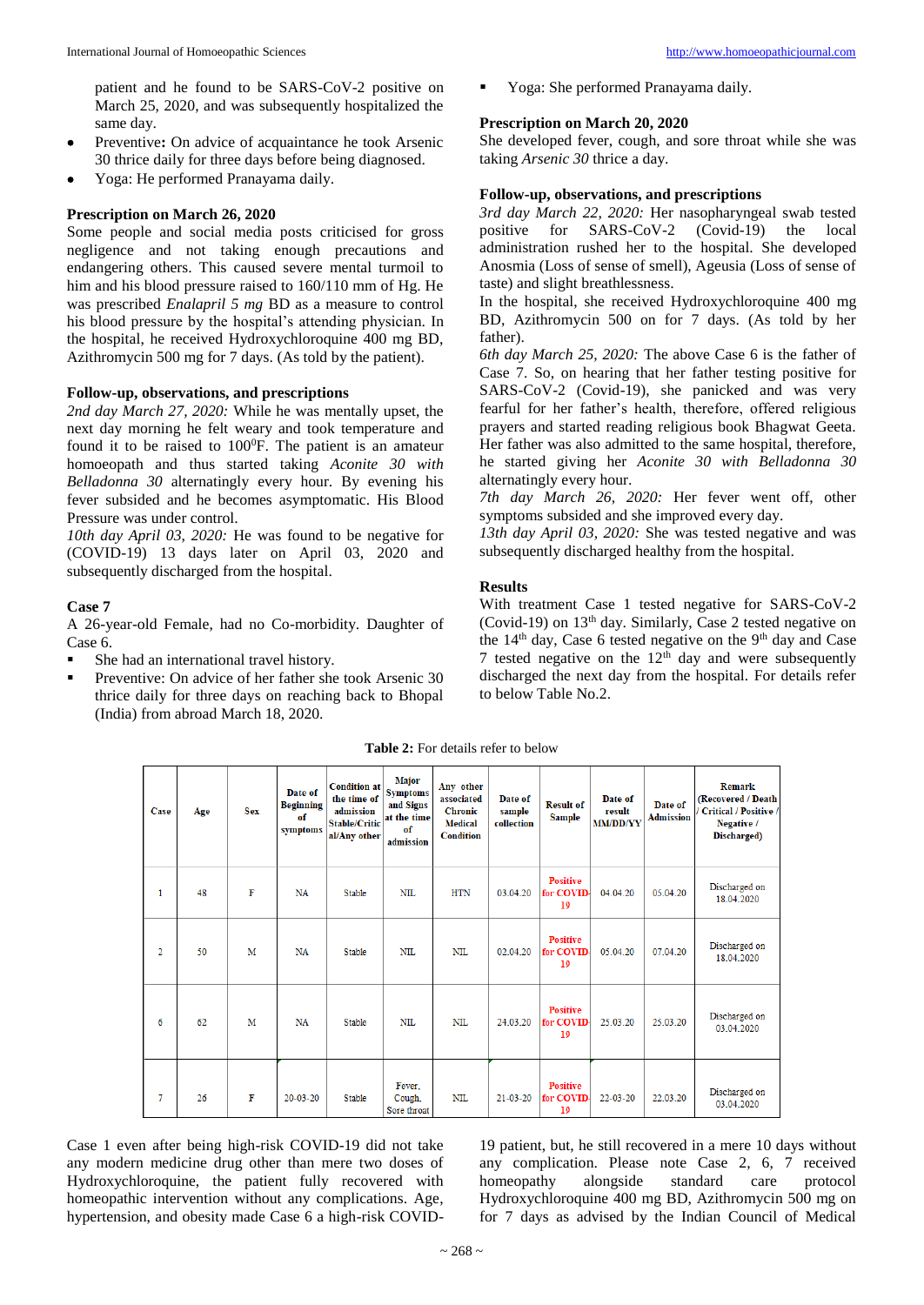patient and he found to be SARS-CoV-2 positive on March 25, 2020, and was subsequently hospitalized the same day.

- Preventive**:** On advice of acquaintance he took Arsenic 30 thrice daily for three days before being diagnosed.
- Yoga: He performed Pranayama daily.

**Prescription on March 26, 2020**

Some people and social media posts criticised for gross negligence and not taking enough precautions and endangering others. This caused severe mental turmoil to him and his blood pressure raised to 160/110 mm of Hg. He was prescribed *Enalapril 5 mg* BD as a measure to control his blood pressure by the hospital's attending physician. In the hospital, he received Hydroxychloroquine 400 mg BD, Azithromycin 500 mg for 7 days. (As told by the patient).

**Follow-up, observations, and prescriptions**

*2nd day March 27, 2020:* While he was mentally upset, the next day morning he felt weary and took temperature and found it to be raised to 100$^0$F. The patient is an amateur homoeopath and thus started taking *Aconite 30 with Belladonna 30* alternatingly every hour. By evening his fever subsided and he becomes asymptomatic. His Blood Pressure was under control.

*10th day April 03, 2020:* He was found to be negative for (COVID-19) 13 days later on April 03, 2020 and subsequently discharged from the hospital.

**Case 7**

A 26-year-old Female, had no Co-morbidity. Daughter of Case 6.

- She had an international travel history.
- Preventive: On advice of her father she took Arsenic 30 thrice daily for three days on reaching back to Bhopal (India) from abroad March 18, 2020.
- Yoga: She performed Pranayama daily.

**Prescription on March 20, 2020**

She developed fever, cough, and sore throat while she was taking *Arsenic 30* thrice a day.

**Follow-up, observations, and prescriptions**

*3rd day March 22, 2020:* Her nasopharyngeal swab tested positive for SARS-CoV-2 (Covid-19) the local administration rushed her to the hospital. She developed Anosmia (Loss of sense of smell), Ageusia (Loss of sense of taste) and slight breathlessness.

In the hospital, she received Hydroxychloroquine 400 mg BD, Azithromycin 500 on for 7 days. (As told by her father).

*6th day March 25, 2020:* The above Case 6 is the father of Case 7. So, on hearing that her father testing positive for SARS-CoV-2 (Covid-19), she panicked and was very fearful for her father's health, therefore, offered religious prayers and started reading religious book Bhagwat Geeta. Her father was also admitted to the same hospital, therefore, he started giving her *Aconite 30 with Belladonna 30* alternatingly every hour.

*7th day March 26, 2020:* Her fever went off, other symptoms subsided and she improved every day.

*13th day April 03, 2020:* She was tested negative and was subsequently discharged healthy from the hospital.

**Results**

With treatment Case 1 tested negative for SARS-CoV-2 (Covid-19) on 13$^{th}$ day. Similarly, Case 2 tested negative on the 14$^{th}$ day, Case 6 tested negative on the 9$^{th}$ day and Case 7 tested negative on the 12$^{th}$ day and were subsequently discharged the next day from the hospital. For details refer to below Table No.2.

**Table 2:** For details refer to below

| Case | Age | Sex | Date of Beginning of symptoms | Condition at the time of admission Stable/Critical/Any other | Major Symptoms and Signs at the time of admission | Any other associated Chronic Medical Condition | Date of sample collection | Result of Sample | Date of result MM/DD/YY | Date of Admission | Remark (Recovered / Death / Critical / Positive / Negative / Discharged) |
|---|---|---|---|---|---|---|---|---|---|---|---|
| 1 | 48 | F | NA | Stable | NIL | HTN | 03.04.20 | Positive for COVID-19 | 04.04.20 | 05.04.20 | Discharged on 18.04.2020 |
| 2 | 50 | M | NA | Stable | NIL | NIL | 02.04.20 | Positive for COVID-19 | 05.04.20 | 07.04.20 | Discharged on 18.04.2020 |
| 6 | 62 | M | NA | Stable | NIL | NIL | 24.03.20 | Positive for COVID-19 | 25.03.20 | 25.03.20 | Discharged on 03.04.2020 |
| 7 | 26 | F | 20-03-20 | Stable | Fever, Cough, Sore throat | NIL | 21-03-20 | Positive for COVID-19 | 22-03-20 | 22.03.20 | Discharged on 03.04.2020 |

Case 1 even after being high-risk COVID-19 did not take any modern medicine drug other than mere two doses of Hydroxychloroquine, the patient fully recovered with homeopathic intervention without any complications. Age, hypertension, and obesity made Case 6 a high-risk COVID-19 patient, but, he still recovered in a mere 10 days without any complication. Please note Case 2, 6, 7 received homeopathy alongside standard care protocol Hydroxychloroquine 400 mg BD, Azithromycin 500 mg on for 7 days as advised by the Indian Council of Medical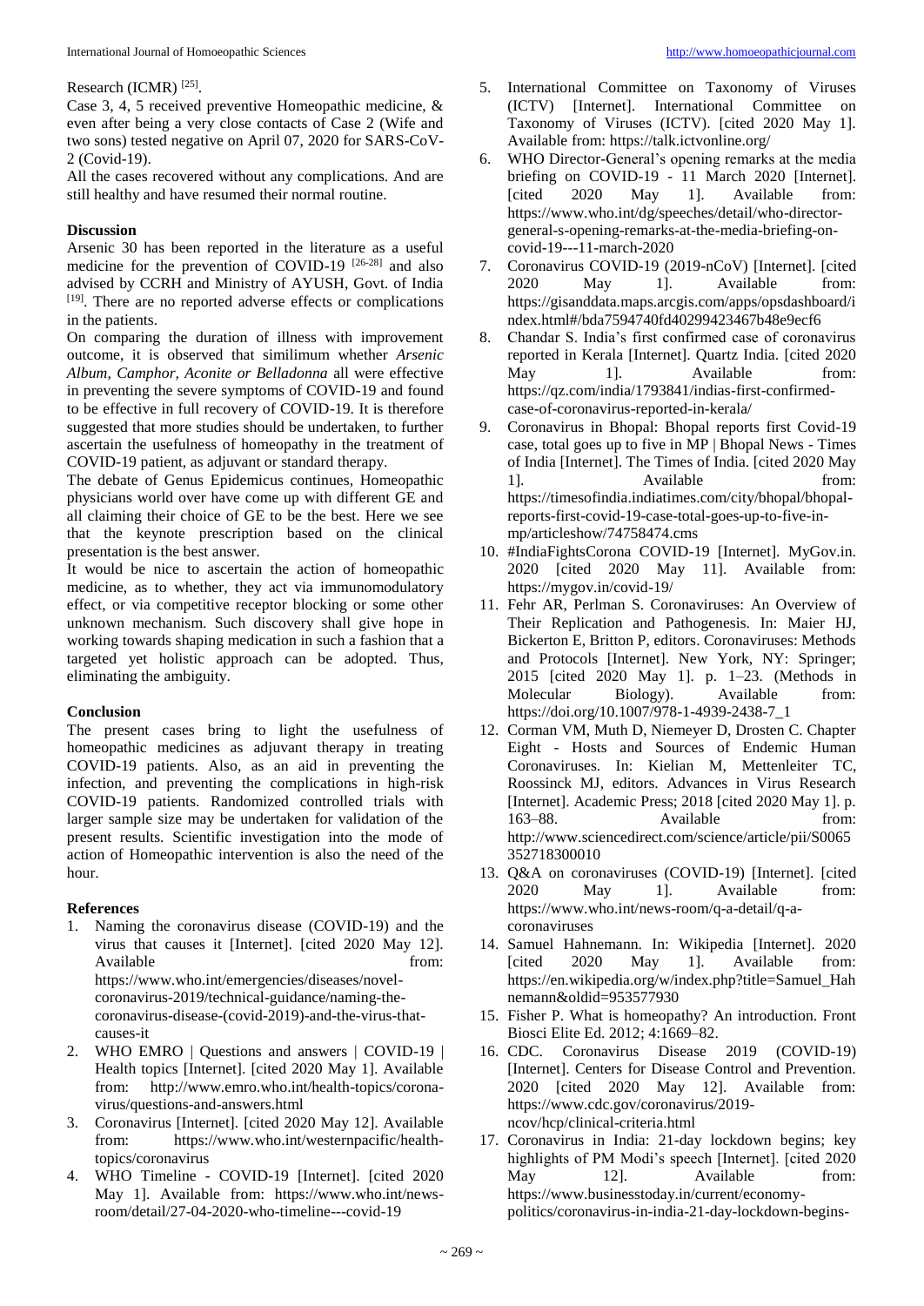Research (ICMR) [25].

Case 3, 4, 5 received preventive Homeopathic medicine, & even after being a very close contacts of Case 2 (Wife and two sons) tested negative on April 07, 2020 for SARS-CoV-2 (Covid-19).

All the cases recovered without any complications. And are still healthy and have resumed their normal routine.

## Discussion

Arsenic 30 has been reported in the literature as a useful medicine for the prevention of COVID-19 [26-28] and also advised by CCRH and Ministry of AYUSH, Govt. of India [19]. There are no reported adverse effects or complications in the patients.

On comparing the duration of illness with improvement outcome, it is observed that similimum whether *Arsenic Album, Camphor, Aconite or Belladonna* all were effective in preventing the severe symptoms of COVID-19 and found to be effective in full recovery of COVID-19. It is therefore suggested that more studies should be undertaken, to further ascertain the usefulness of homeopathy in the treatment of COVID-19 patient, as adjuvant or standard therapy.

The debate of Genus Epidemicus continues, Homeopathic physicians world over have come up with different GE and all claiming their choice of GE to be the best. Here we see that the keynote prescription based on the clinical presentation is the best answer.

It would be nice to ascertain the action of homeopathic medicine, as to whether, they act via immunomodulatory effect, or via competitive receptor blocking or some other unknown mechanism. Such discovery shall give hope in working towards shaping medication in such a fashion that a targeted yet holistic approach can be adopted. Thus, eliminating the ambiguity.

## Conclusion

The present cases bring to light the usefulness of homeopathic medicines as adjuvant therapy in treating COVID-19 patients. Also, as an aid in preventing the infection, and preventing the complications in high-risk COVID-19 patients. Randomized controlled trials with larger sample size may be undertaken for validation of the present results. Scientific investigation into the mode of action of Homeopathic intervention is also the need of the hour.

## References

1. Naming the coronavirus disease (COVID-19) and the virus that causes it [Internet]. [cited 2020 May 12]. Available from: https://www.who.int/emergencies/diseases/novel-coronavirus-2019/technical-guidance/naming-the-coronavirus-disease-(covid-2019)-and-the-virus-that-causes-it
2. WHO EMRO | Questions and answers | COVID-19 | Health topics [Internet]. [cited 2020 May 1]. Available from: http://www.emro.who.int/health-topics/corona-virus/questions-and-answers.html
3. Coronavirus [Internet]. [cited 2020 May 12]. Available from: https://www.who.int/westernpacific/health-topics/coronavirus
4. WHO Timeline - COVID-19 [Internet]. [cited 2020 May 1]. Available from: https://www.who.int/news-room/detail/27-04-2020-who-timeline---covid-19
5. International Committee on Taxonomy of Viruses (ICTV) [Internet]. International Committee on Taxonomy of Viruses (ICTV). [cited 2020 May 1]. Available from: https://talk.ictvonline.org/
6. WHO Director-General's opening remarks at the media briefing on COVID-19 - 11 March 2020 [Internet]. [cited 2020 May 1]. Available from: https://www.who.int/dg/speeches/detail/who-director-general-s-opening-remarks-at-the-media-briefing-on-covid-19---11-march-2020
7. Coronavirus COVID-19 (2019-nCoV) [Internet]. [cited 2020 May 1]. Available from: https://gisanddata.maps.arcgis.com/apps/opsdashboard/index.html#/bda7594740fd40299423467b48e9ecf6
8. Chandar S. India's first confirmed case of coronavirus reported in Kerala [Internet]. Quartz India. [cited 2020 May 1]. Available from: https://qz.com/india/1793841/indias-first-confirmed-case-of-coronavirus-reported-in-kerala/
9. Coronavirus in Bhopal: Bhopal reports first Covid-19 case, total goes up to five in MP | Bhopal News - Times of India [Internet]. The Times of India. [cited 2020 May 1]. Available from: https://timesofindia.indiatimes.com/city/bhopal/bhopal-reports-first-covid-19-case-total-goes-up-to-five-in-mp/articleshow/74758474.cms
10. #IndiaFightsCorona COVID-19 [Internet]. MyGov.in. 2020 [cited 2020 May 11]. Available from: https://mygov.in/covid-19/
11. Fehr AR, Perlman S. Coronaviruses: An Overview of Their Replication and Pathogenesis. In: Maier HJ, Bickerton E, Britton P, editors. Coronaviruses: Methods and Protocols [Internet]. New York, NY: Springer; 2015 [cited 2020 May 1]. p. 1–23. (Methods in Molecular Biology). Available from: https://doi.org/10.1007/978-1-4939-2438-7_1
12. Corman VM, Muth D, Niemeyer D, Drosten C. Chapter Eight - Hosts and Sources of Endemic Human Coronaviruses. In: Kielian M, Mettenleiter TC, Roossinck MJ, editors. Advances in Virus Research [Internet]. Academic Press; 2018 [cited 2020 May 1]. p. 163–88. Available from: http://www.sciencedirect.com/science/article/pii/S0065352718300010
13. Q&A on coronaviruses (COVID-19) [Internet]. [cited 2020 May 1]. Available from: https://www.who.int/news-room/q-a-detail/q-a-coronaviruses
14. Samuel Hahnemann. In: Wikipedia [Internet]. 2020 [cited 2020 May 1]. Available from: https://en.wikipedia.org/w/index.php?title=Samuel_Hahnemann&oldid=953577930
15. Fisher P. What is homeopathy? An introduction. Front Biosci Elite Ed. 2012; 4:1669–82.
16. CDC. Coronavirus Disease 2019 (COVID-19) [Internet]. Centers for Disease Control and Prevention. 2020 [cited 2020 May 12]. Available from: https://www.cdc.gov/coronavirus/2019-ncov/hcp/clinical-criteria.html
17. Coronavirus in India: 21-day lockdown begins; key highlights of PM Modi's speech [Internet]. [cited 2020 May 12]. Available from: https://www.businesstoday.in/current/economy-politics/coronavirus-in-india-21-day-lockdown-begins-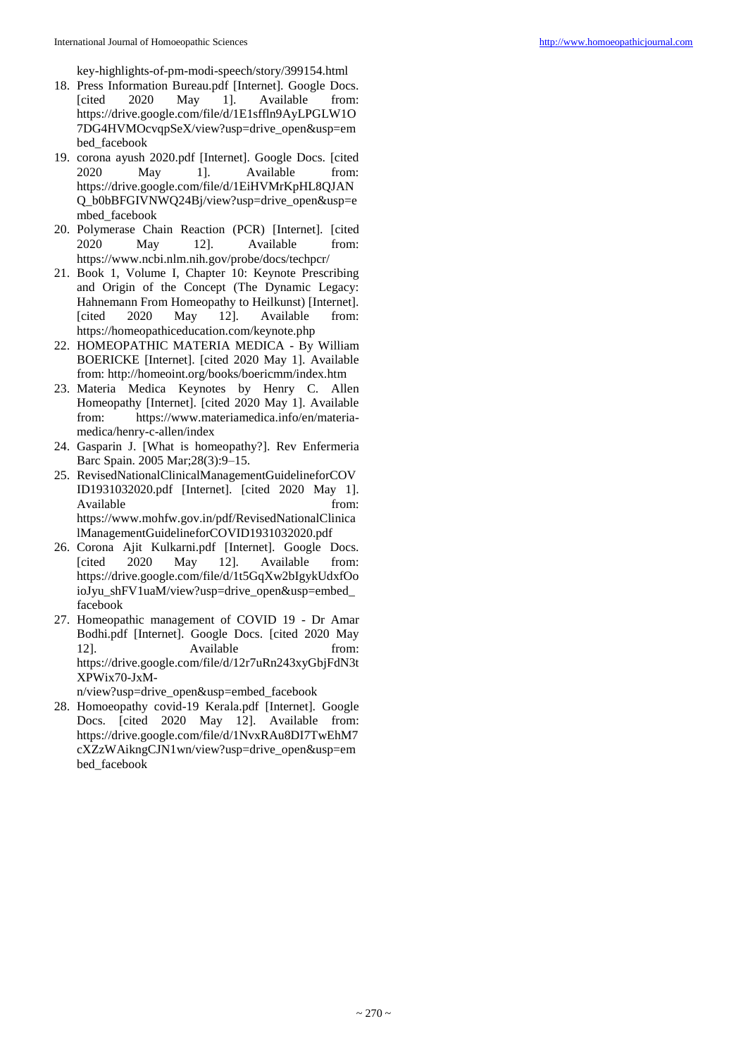key-highlights-of-pm-modi-speech/story/399154.html

18. Press Information Bureau.pdf [Internet]. Google Docs. [cited 2020 May 1]. Available from: https://drive.google.com/file/d/1E1sffln9AyLPGLW1O7DG4HVMOcvqpSeX/view?usp=drive_open&usp=embed_facebook
19. corona ayush 2020.pdf [Internet]. Google Docs. [cited 2020 May 1]. Available from: https://drive.google.com/file/d/1EiHVMrKpHL8QJANQ_b0bBFGIVNWQ24Bj/view?usp=drive_open&usp=embed_facebook
20. Polymerase Chain Reaction (PCR) [Internet]. [cited 2020 May 12]. Available from: https://www.ncbi.nlm.nih.gov/probe/docs/techpcr/
21. Book 1, Volume I, Chapter 10: Keynote Prescribing and Origin of the Concept (The Dynamic Legacy: Hahnemann From Homeopathy to Heilkunst) [Internet]. [cited 2020 May 12]. Available from: https://homeopathiceducation.com/keynote.php
22. HOMEOPATHIC MATERIA MEDICA - By William BOERICKE [Internet]. [cited 2020 May 1]. Available from: http://homeoint.org/books/boericmm/index.htm
23. Materia Medica Keynotes by Henry C. Allen Homeopathy [Internet]. [cited 2020 May 1]. Available from: https://www.materiamedica.info/en/materia-medica/henry-c-allen/index
24. Gasparin J. [What is homeopathy?]. Rev Enfermeria Barc Spain. 2005 Mar;28(3):9–15.
25. RevisedNationalClinicalManagementGuidelineforCOVID1931032020.pdf [Internet]. [cited 2020 May 1]. Available from: https://www.mohfw.gov.in/pdf/RevisedNationalClinicalManagementGuidelineforCOVID1931032020.pdf
26. Corona Ajit Kulkarni.pdf [Internet]. Google Docs. [cited 2020 May 12]. Available from: https://drive.google.com/file/d/1t5GqXw2bIgykUdxfOoioJyu_shFV1uaM/view?usp=drive_open&usp=embed_facebook
27. Homeopathic management of COVID 19 - Dr Amar Bodhi.pdf [Internet]. Google Docs. [cited 2020 May 12]. Available from: https://drive.google.com/file/d/12r7uRn243xyGbjFdN3tXPWix70-JxM-n/view?usp=drive_open&usp=embed_facebook
28. Homoeopathy covid-19 Kerala.pdf [Internet]. Google Docs. [cited 2020 May 12]. Available from: https://drive.google.com/file/d/1NvxRAu8DI7TwEhM7cXZzWAikngCJN1wn/view?usp=drive_open&usp=embed_facebook